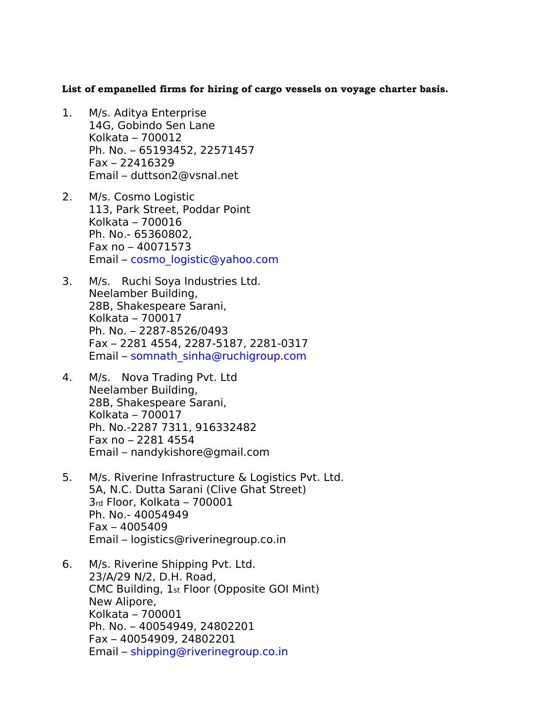**List of empanelled firms for hiring of cargo vessels on voyage charter basis.**

1. M/s. Aditya Enterprise
   14G, Gobindo Sen Lane
   Kolkata – 700012
   Ph. No. – 65193452, 22571457
   Fax – 22416329
   Email – duttson2@vsnal.net

2. M/s. Cosmo Logistic
   113, Park Street, Poddar Point
   Kolkata – 700016
   Ph. No.- 65360802,
   Fax no – 40071573
   Email – cosmo_logistic@yahoo.com

3. M/s. Ruchi Soya Industries Ltd.
   Neelamber Building,
   28B, Shakespeare Sarani,
   Kolkata – 700017
   Ph. No. – 2287-8526/0493
   Fax – 2281 4554, 2287-5187, 2281-0317
   Email – somnath_sinha@ruchigroup.com

4. M/s. Nova Trading Pvt. Ltd
   Neelamber Building,
   28B, Shakespeare Sarani,
   Kolkata – 700017
   Ph. No.-2287 7311, 916332482
   Fax no – 2281 4554
   Email – nandykishore@gmail.com

5. M/s. Riverine Infrastructure & Logistics Pvt. Ltd.
   5A, N.C. Dutta Sarani (Clive Ghat Street)
   3rd Floor, Kolkata – 700001
   Ph. No.- 40054949
   Fax – 4005409
   Email – logistics@riverinegroup.co.in

6. M/s. Riverine Shipping Pvt. Ltd.
   23/A/29 N/2, D.H. Road,
   CMC Building, 1st Floor (Opposite GOI Mint)
   New Alipore,
   Kolkata – 700001
   Ph. No. – 40054949, 24802201
   Fax – 40054909, 24802201
   Email – shipping@riverinegroup.co.in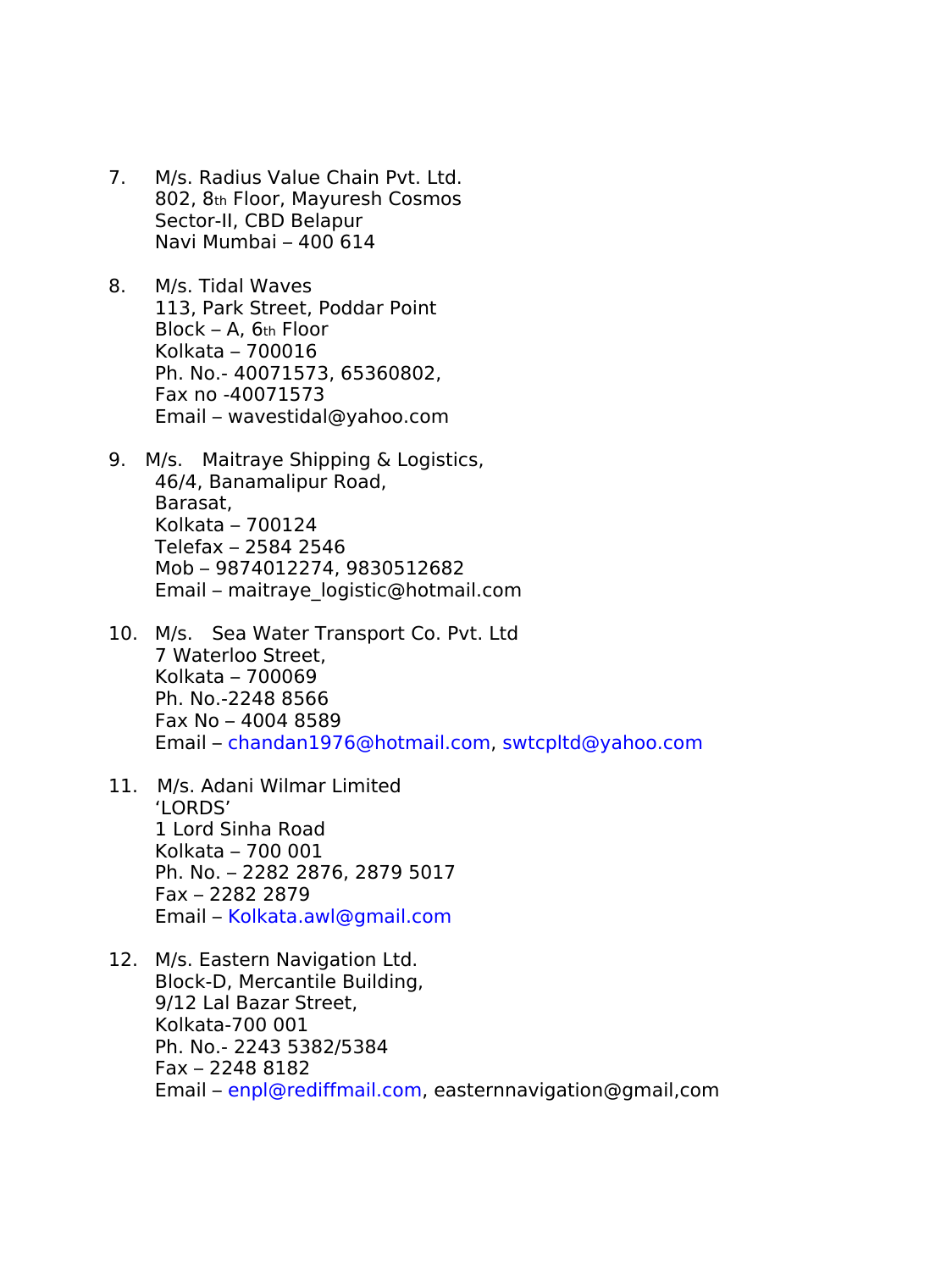7. M/s. Radius Value Chain Pvt. Ltd.
   802, 8th Floor, Mayuresh Cosmos
   Sector-II, CBD Belapur
   Navi Mumbai – 400 614

8. M/s. Tidal Waves
   113, Park Street, Poddar Point
   Block – A, 6th Floor
   Kolkata – 700016
   Ph. No.- 40071573, 65360802,
   Fax no -40071573
   Email – wavestidal@yahoo.com

9. M/s. Maitraye Shipping & Logistics,
   46/4, Banamalipur Road,
   Barasat,
   Kolkata – 700124
   Telefax – 2584 2546
   Mob – 9874012274, 9830512682
   Email – maitraye_logistic@hotmail.com

10. M/s. Sea Water Transport Co. Pvt. Ltd
    7 Waterloo Street,
    Kolkata – 700069
    Ph. No.-2248 8566
    Fax No – 4004 8589
    Email – chandan1976@hotmail.com, swtcpltd@yahoo.com

11. M/s. Adani Wilmar Limited
    'LORDS'
    1 Lord Sinha Road
    Kolkata – 700 001
    Ph. No. – 2282 2876, 2879 5017
    Fax – 2282 2879
    Email – Kolkata.awl@gmail.com

12. M/s. Eastern Navigation Ltd.
    Block-D, Mercantile Building,
    9/12 Lal Bazar Street,
    Kolkata-700 001
    Ph. No.- 2243 5382/5384
    Fax – 2248 8182
    Email – enpl@rediffmail.com, easternnavigation@gmail,com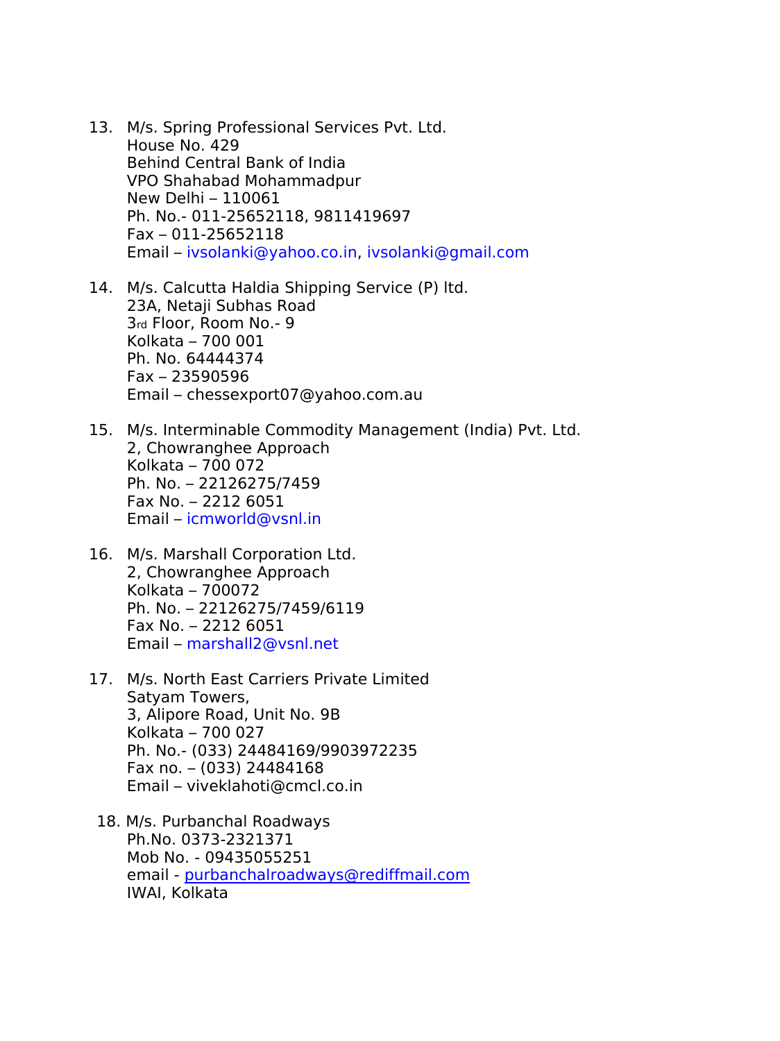13. M/s. Spring Professional Services Pvt. Ltd.
    House No. 429
    Behind Central Bank of India
    VPO Shahabad Mohammadpur
    New Delhi – 110061
    Ph. No.- 011-25652118, 9811419697
    Fax – 011-25652118
    Email – ivsolanki@yahoo.co.in, ivsolanki@gmail.com

14. M/s. Calcutta Haldia Shipping Service (P) ltd.
    23A, Netaji Subhas Road
    3rd Floor, Room No.- 9
    Kolkata – 700 001
    Ph. No. 64444374
    Fax – 23590596
    Email – chessexport07@yahoo.com.au

15. M/s. Interminable Commodity Management (India) Pvt. Ltd.
    2, Chowranghee Approach
    Kolkata – 700 072
    Ph. No. – 22126275/7459
    Fax No. – 2212 6051
    Email – icmworld@vsnl.in

16. M/s. Marshall Corporation Ltd.
    2, Chowranghee Approach
    Kolkata – 700072
    Ph. No. – 22126275/7459/6119
    Fax No. – 2212 6051
    Email – marshall2@vsnl.net

17. M/s. North East Carriers Private Limited
    Satyam Towers,
    3, Alipore Road, Unit No. 9B
    Kolkata – 700 027
    Ph. No.- (033) 24484169/9903972235
    Fax no. – (033) 24484168
    Email – viveklahoti@cmcl.co.in

18. M/s. Purbanchal Roadways
    Ph.No. 0373-2321371
    Mob No. - 09435055251
    email - purbanchalroadways@rediffmail.com
    IWAI, Kolkata